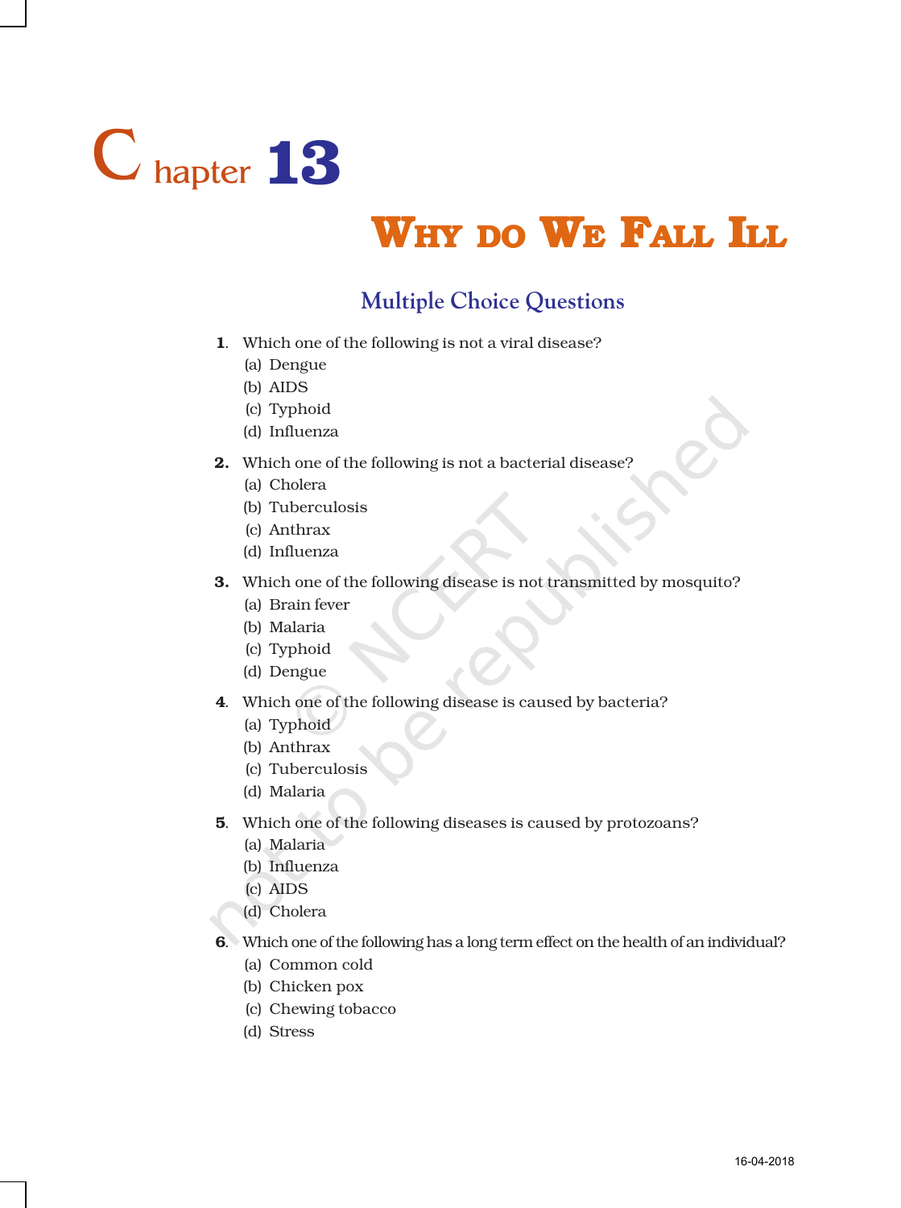# Chapter 13

## Why do We Fall Ill

### Multiple Choice Questions

1. Which one of the following is not a viral disease?
   (a) Dengue
   (b) AIDS
   (c) Typhoid
   (d) Influenza

2. Which one of the following is not a bacterial disease?
   (a) Cholera
   (b) Tuberculosis
   (c) Anthrax
   (d) Influenza

3. Which one of the following disease is not transmitted by mosquito?
   (a) Brain fever
   (b) Malaria
   (c) Typhoid
   (d) Dengue

4. Which one of the following disease is caused by bacteria?
   (a) Typhoid
   (b) Anthrax
   (c) Tuberculosis
   (d) Malaria

5. Which one of the following diseases is caused by protozoans?
   (a) Malaria
   (b) Influenza
   (c) AIDS
   (d) Cholera

6. Which one of the following has a long term effect on the health of an individual?
   (a) Common cold
   (b) Chicken pox
   (c) Chewing tobacco
   (d) Stress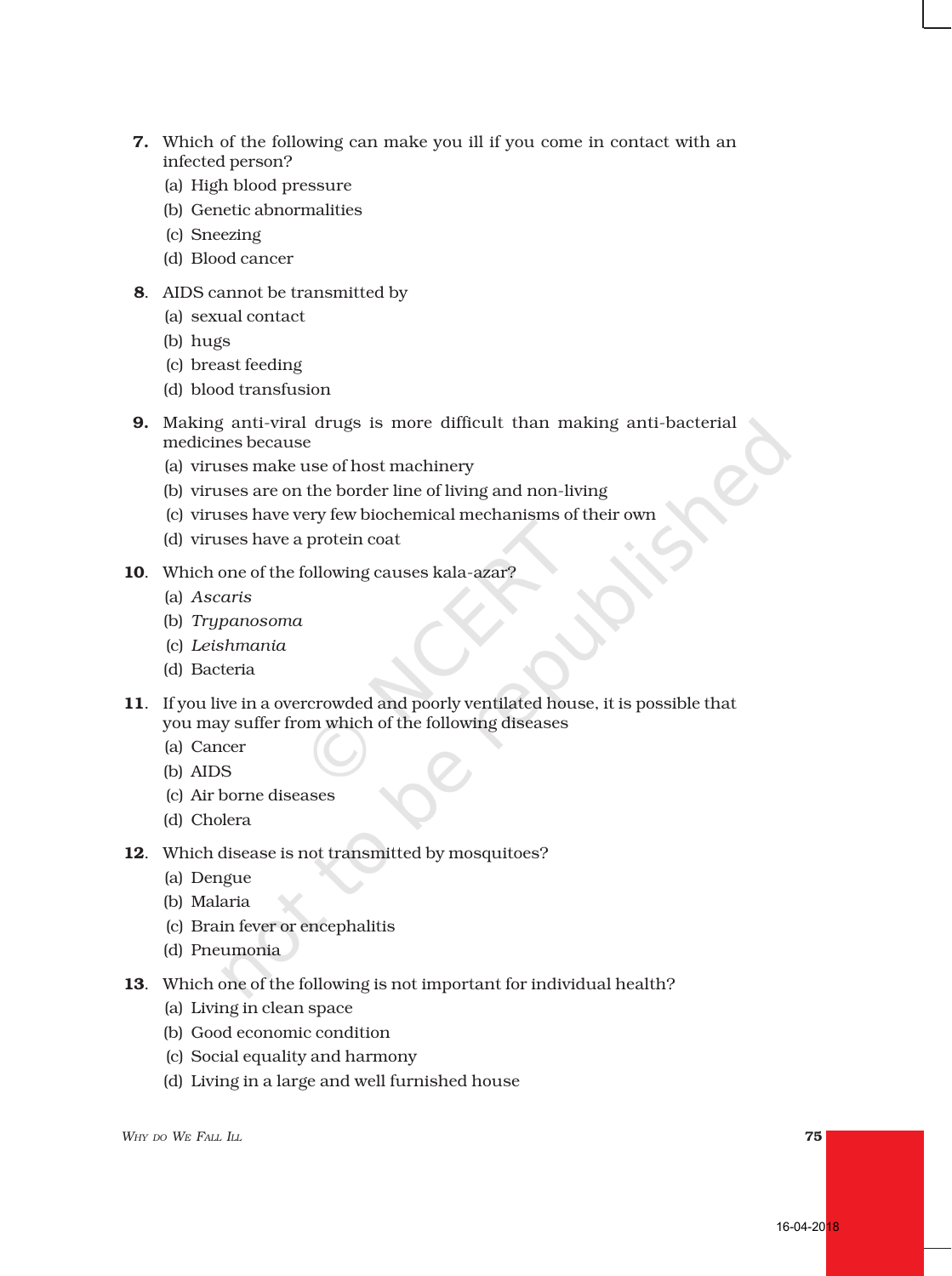7. Which of the following can make you ill if you come in contact with an infected person?
   (a) High blood pressure
   (b) Genetic abnormalities
   (c) Sneezing
   (d) Blood cancer

8. AIDS cannot be transmitted by
   (a) sexual contact
   (b) hugs
   (c) breast feeding
   (d) blood transfusion

9. Making anti-viral drugs is more difficult than making anti-bacterial medicines because
   (a) viruses make use of host machinery
   (b) viruses are on the border line of living and non-living
   (c) viruses have very few biochemical mechanisms of their own
   (d) viruses have a protein coat

10. Which one of the following causes kala-azar?
    (a) *Ascaris*
    (b) *Trypanosoma*
    (c) *Leishmania*
    (d) Bacteria

11. If you live in a overcrowded and poorly ventilated house, it is possible that you may suffer from which of the following diseases
    (a) Cancer
    (b) AIDS
    (c) Air borne diseases
    (d) Cholera

12. Which disease is not transmitted by mosquitoes?
    (a) Dengue
    (b) Malaria
    (c) Brain fever or encephalitis
    (d) Pneumonia

13. Which one of the following is not important for individual health?
    (a) Living in clean space
    (b) Good economic condition
    (c) Social equality and harmony
    (d) Living in a large and well furnished house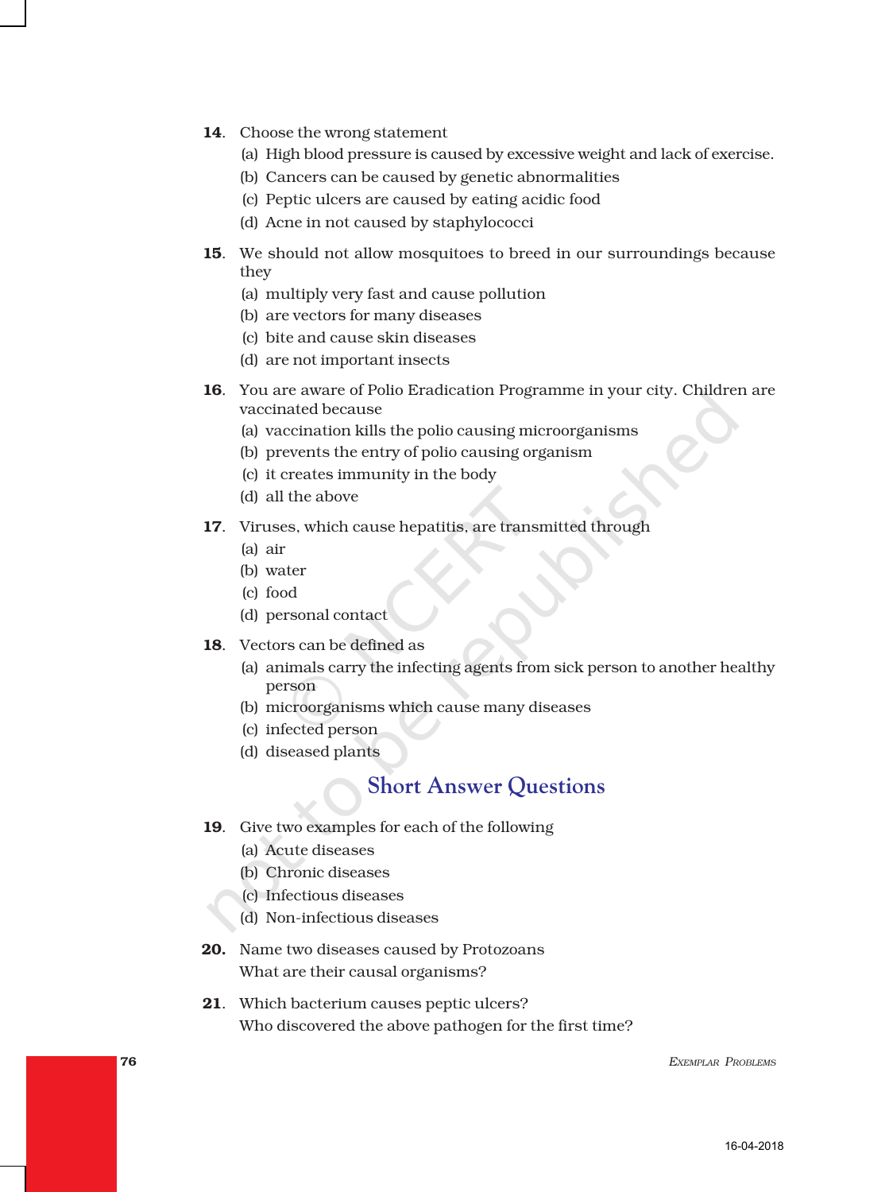**14**. Choose the wrong statement

(a) High blood pressure is caused by excessive weight and lack of exercise.

(b) Cancers can be caused by genetic abnormalities

(c) Peptic ulcers are caused by eating acidic food

(d) Acne in not caused by staphylococci

**15**. We should not allow mosquitoes to breed in our surroundings because they

(a) multiply very fast and cause pollution

(b) are vectors for many diseases

(c) bite and cause skin diseases

(d) are not important insects

**16**. You are aware of Polio Eradication Programme in your city. Children are vaccinated because

(a) vaccination kills the polio causing microorganisms

(b) prevents the entry of polio causing organism

(c) it creates immunity in the body

(d) all the above

**17**. Viruses, which cause hepatitis, are transmitted through

(a) air

(b) water

(c) food

(d) personal contact

**18**. Vectors can be defined as

(a) animals carry the infecting agents from sick person to another healthy person

(b) microorganisms which cause many diseases

(c) infected person

(d) diseased plants

## Short Answer Questions

**19**. Give two examples for each of the following

(a) Acute diseases

(b) Chronic diseases

(c) Infectious diseases

(d) Non-infectious diseases

**20.** Name two diseases caused by Protozoans
What are their causal organisms?

**21**. Which bacterium causes peptic ulcers?
Who discovered the above pathogen for the first time?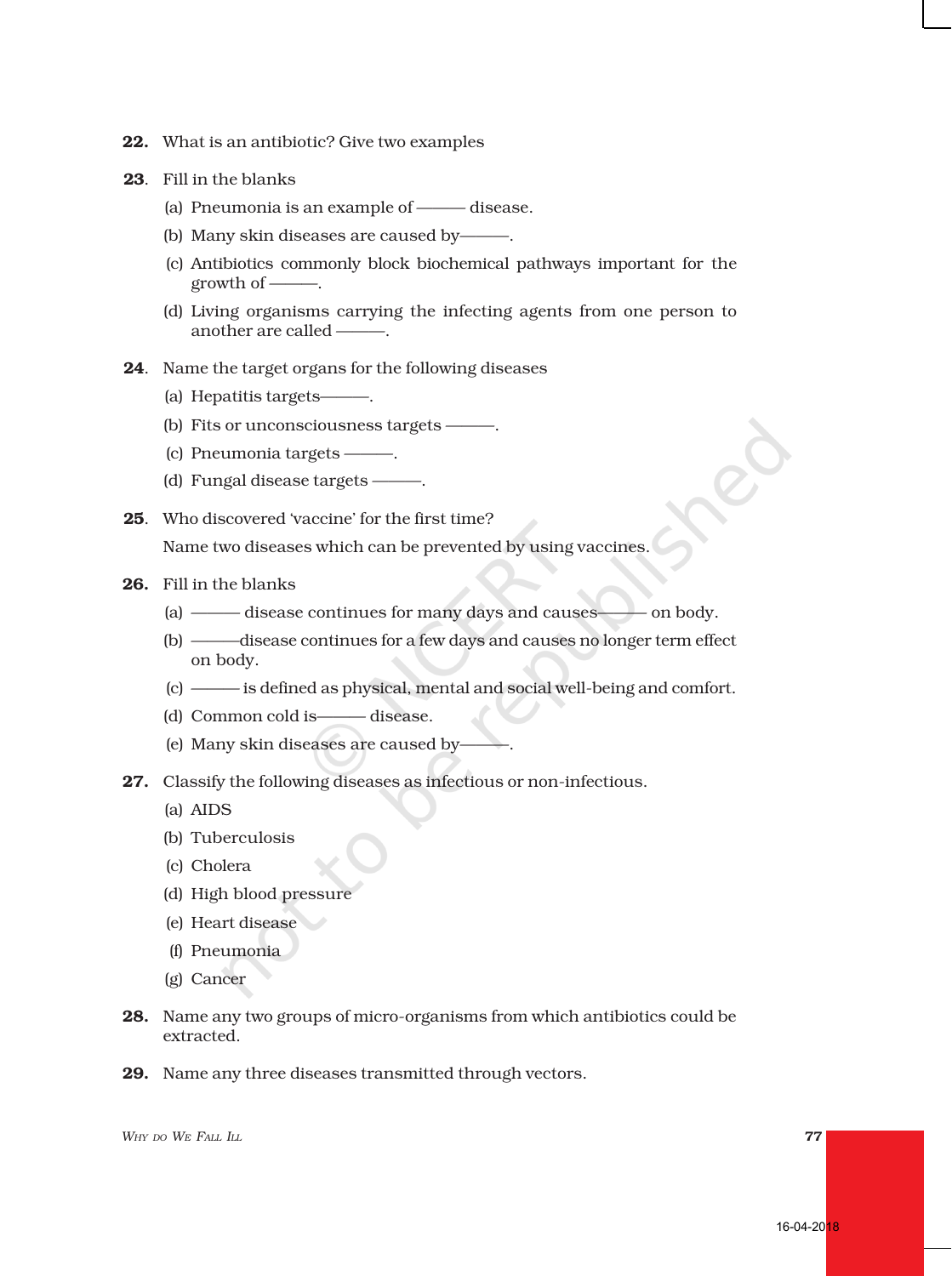22. What is an antibiotic? Give two examples

23. Fill in the blanks

    (a) Pneumonia is an example of ——— disease.

    (b) Many skin diseases are caused by———.

    (c) Antibiotics commonly block biochemical pathways important for the growth of ———.

    (d) Living organisms carrying the infecting agents from one person to another are called ———.

24. Name the target organs for the following diseases

    (a) Hepatitis targets———.

    (b) Fits or unconsciousness targets ———.

    (c) Pneumonia targets ———.

    (d) Fungal disease targets ———.

25. Who discovered 'vaccine' for the first time?

    Name two diseases which can be prevented by using vaccines.

26. Fill in the blanks

    (a) ——— disease continues for many days and causes——— on body.

    (b) ———disease continues for a few days and causes no longer term effect on body.

    (c) ——— is defined as physical, mental and social well-being and comfort.

    (d) Common cold is——— disease.

    (e) Many skin diseases are caused by———.

27. Classify the following diseases as infectious or non-infectious.

    (a) AIDS

    (b) Tuberculosis

    (c) Cholera

    (d) High blood pressure

    (e) Heart disease

    (f) Pneumonia

    (g) Cancer

28. Name any two groups of micro-organisms from which antibiotics could be extracted.

29. Name any three diseases transmitted through vectors.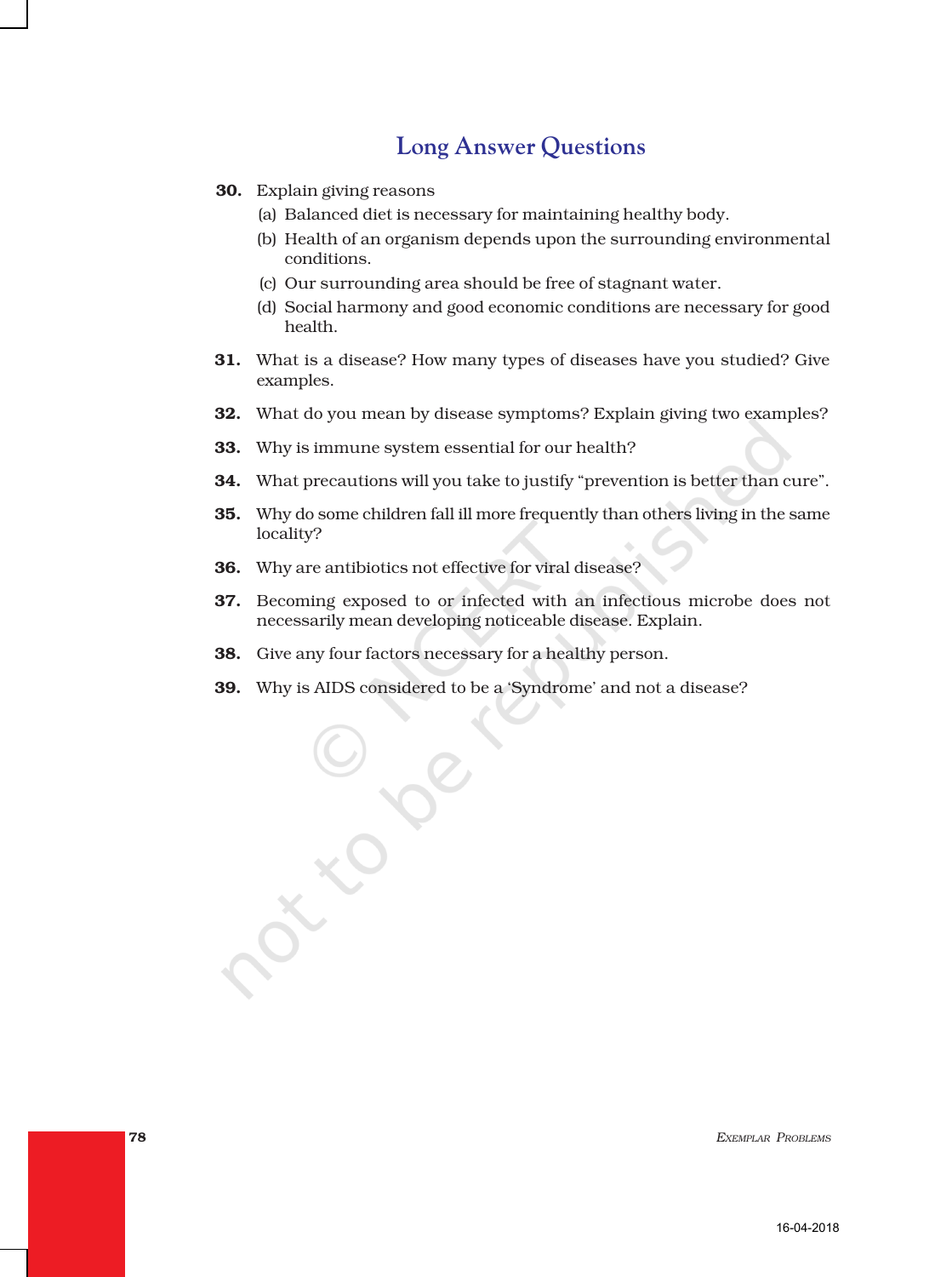## Long Answer Questions

**30.** Explain giving reasons

(a) Balanced diet is necessary for maintaining healthy body.

(b) Health of an organism depends upon the surrounding environmental conditions.

(c) Our surrounding area should be free of stagnant water.

(d) Social harmony and good economic conditions are necessary for good health.

**31.** What is a disease? How many types of diseases have you studied? Give examples.

**32.** What do you mean by disease symptoms? Explain giving two examples?

**33.** Why is immune system essential for our health?

**34.** What precautions will you take to justify "prevention is better than cure".

**35.** Why do some children fall ill more frequently than others living in the same locality?

**36.** Why are antibiotics not effective for viral disease?

**37.** Becoming exposed to or infected with an infectious microbe does not necessarily mean developing noticeable disease. Explain.

**38.** Give any four factors necessary for a healthy person.

**39.** Why is AIDS considered to be a 'Syndrome' and not a disease?